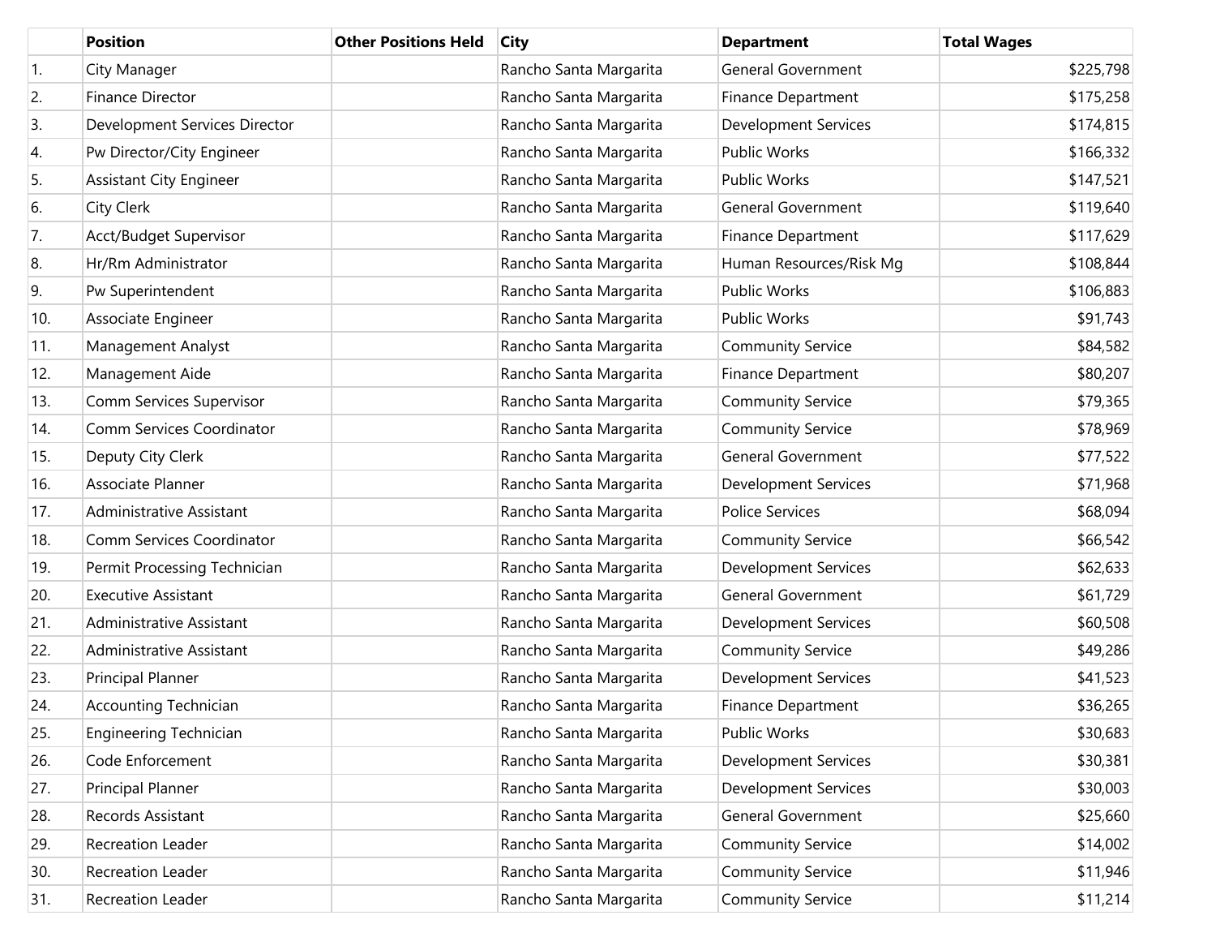| | Position | Other Positions Held | City | Department | Total Wages |
|---|---|---|---|---|---|
| 1. | City Manager | | Rancho Santa Margarita | General Government | $225,798 |
| 2. | Finance Director | | Rancho Santa Margarita | Finance Department | $175,258 |
| 3. | Development Services Director | | Rancho Santa Margarita | Development Services | $174,815 |
| 4. | Pw Director/City Engineer | | Rancho Santa Margarita | Public Works | $166,332 |
| 5. | Assistant City Engineer | | Rancho Santa Margarita | Public Works | $147,521 |
| 6. | City Clerk | | Rancho Santa Margarita | General Government | $119,640 |
| 7. | Acct/Budget Supervisor | | Rancho Santa Margarita | Finance Department | $117,629 |
| 8. | Hr/Rm Administrator | | Rancho Santa Margarita | Human Resources/Risk Mg | $108,844 |
| 9. | Pw Superintendent | | Rancho Santa Margarita | Public Works | $106,883 |
| 10. | Associate Engineer | | Rancho Santa Margarita | Public Works | $91,743 |
| 11. | Management Analyst | | Rancho Santa Margarita | Community Service | $84,582 |
| 12. | Management Aide | | Rancho Santa Margarita | Finance Department | $80,207 |
| 13. | Comm Services Supervisor | | Rancho Santa Margarita | Community Service | $79,365 |
| 14. | Comm Services Coordinator | | Rancho Santa Margarita | Community Service | $78,969 |
| 15. | Deputy City Clerk | | Rancho Santa Margarita | General Government | $77,522 |
| 16. | Associate Planner | | Rancho Santa Margarita | Development Services | $71,968 |
| 17. | Administrative Assistant | | Rancho Santa Margarita | Police Services | $68,094 |
| 18. | Comm Services Coordinator | | Rancho Santa Margarita | Community Service | $66,542 |
| 19. | Permit Processing Technician | | Rancho Santa Margarita | Development Services | $62,633 |
| 20. | Executive Assistant | | Rancho Santa Margarita | General Government | $61,729 |
| 21. | Administrative Assistant | | Rancho Santa Margarita | Development Services | $60,508 |
| 22. | Administrative Assistant | | Rancho Santa Margarita | Community Service | $49,286 |
| 23. | Principal Planner | | Rancho Santa Margarita | Development Services | $41,523 |
| 24. | Accounting Technician | | Rancho Santa Margarita | Finance Department | $36,265 |
| 25. | Engineering Technician | | Rancho Santa Margarita | Public Works | $30,683 |
| 26. | Code Enforcement | | Rancho Santa Margarita | Development Services | $30,381 |
| 27. | Principal Planner | | Rancho Santa Margarita | Development Services | $30,003 |
| 28. | Records Assistant | | Rancho Santa Margarita | General Government | $25,660 |
| 29. | Recreation Leader | | Rancho Santa Margarita | Community Service | $14,002 |
| 30. | Recreation Leader | | Rancho Santa Margarita | Community Service | $11,946 |
| 31. | Recreation Leader | | Rancho Santa Margarita | Community Service | $11,214 |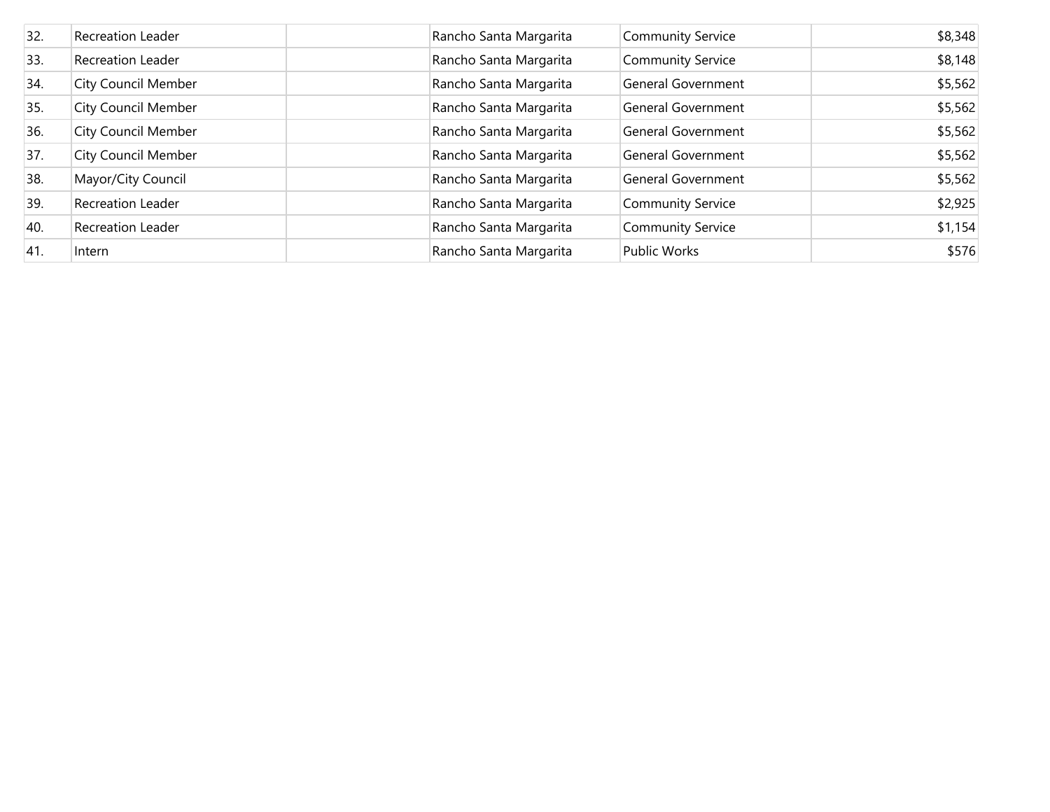| | | | | | |
|---|---|---|---|---|---|
| 32. | Recreation Leader | | Rancho Santa Margarita | Community Service | $8,348 |
| 33. | Recreation Leader | | Rancho Santa Margarita | Community Service | $8,148 |
| 34. | City Council Member | | Rancho Santa Margarita | General Government | $5,562 |
| 35. | City Council Member | | Rancho Santa Margarita | General Government | $5,562 |
| 36. | City Council Member | | Rancho Santa Margarita | General Government | $5,562 |
| 37. | City Council Member | | Rancho Santa Margarita | General Government | $5,562 |
| 38. | Mayor/City Council | | Rancho Santa Margarita | General Government | $5,562 |
| 39. | Recreation Leader | | Rancho Santa Margarita | Community Service | $2,925 |
| 40. | Recreation Leader | | Rancho Santa Margarita | Community Service | $1,154 |
| 41. | Intern | | Rancho Santa Margarita | Public Works | $576 |